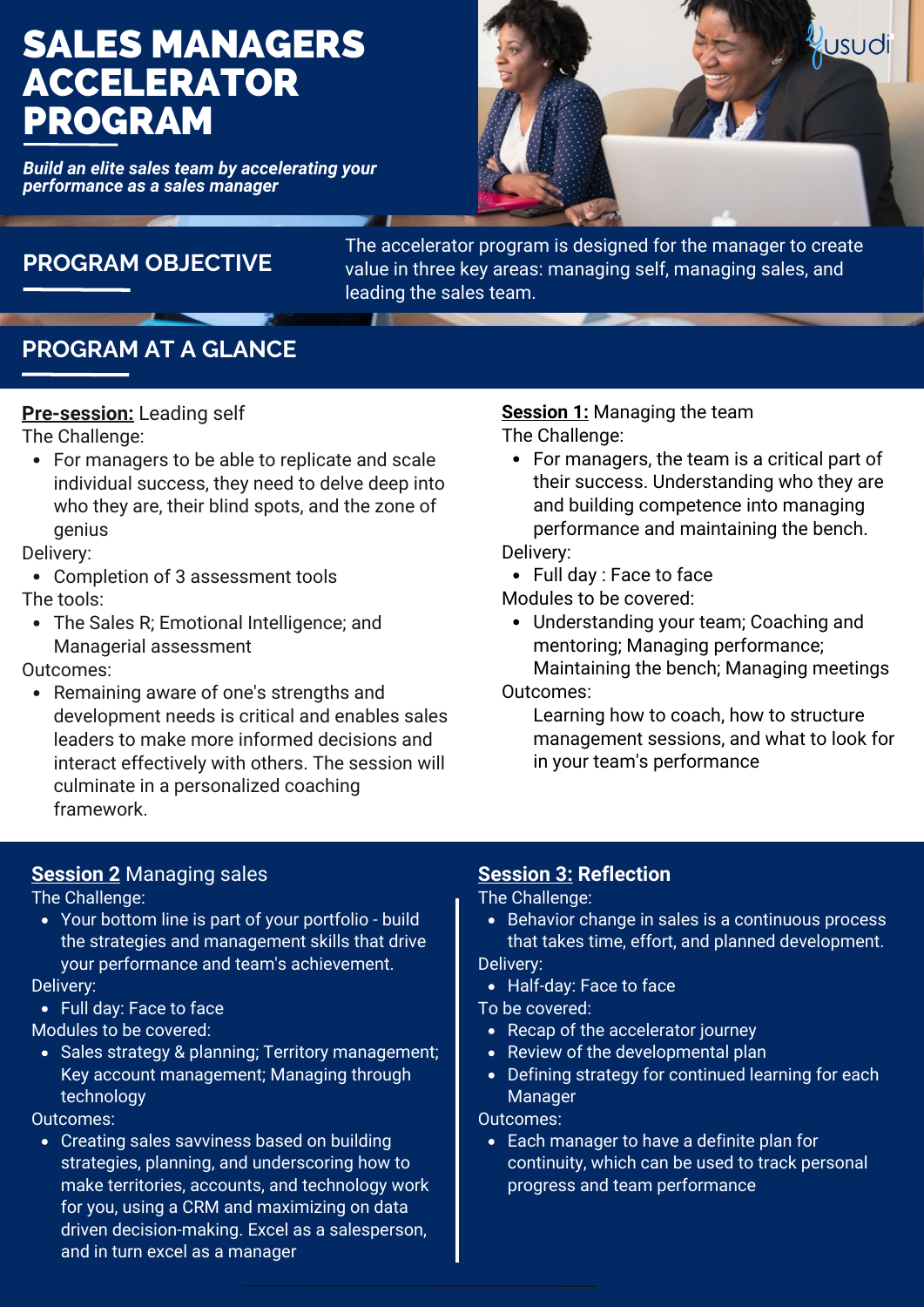# SALES MANAGERS ACCELERATOR PROGRAM

***Build an elite sales team by accelerating your performance as a sales manager***

Yusudi

## PROGRAM OBJECTIVE

The accelerator program is designed for the manager to create value in three key areas: managing self, managing sales, and leading the sales team.

## PROGRAM AT A GLANCE

**Pre-session:** Leading self

The Challenge:

- For managers to be able to replicate and scale individual success, they need to delve deep into who they are, their blind spots, and the zone of genius

Delivery:

- Completion of 3 assessment tools

The tools:

- The Sales R; Emotional Intelligence; and Managerial assessment

Outcomes:

- Remaining aware of one's strengths and development needs is critical and enables sales leaders to make more informed decisions and interact effectively with others. The session will culminate in a personalized coaching framework.

**Session 1:** Managing the team

The Challenge:

- For managers, the team is a critical part of their success. Understanding who they are and building competence into managing performance and maintaining the bench.

Delivery:

- Full day : Face to face

Modules to be covered:

- Understanding your team; Coaching and mentoring; Managing performance; Maintaining the bench; Managing meetings

Outcomes:

Learning how to coach, how to structure management sessions, and what to look for in your team's performance

**Session 2** Managing sales

The Challenge:

- Your bottom line is part of your portfolio - build the strategies and management skills that drive your performance and team's achievement.

Delivery:

- Full day: Face to face

Modules to be covered:

- Sales strategy & planning; Territory management; Key account management; Managing through technology

Outcomes:

- Creating sales savviness based on building strategies, planning, and underscoring how to make territories, accounts, and technology work for you, using a CRM and maximizing on data driven decision-making. Excel as a salesperson, and in turn excel as a manager

**Session 3: Reflection**

The Challenge:

- Behavior change in sales is a continuous process that takes time, effort, and planned development.

Delivery:

- Half-day: Face to face

To be covered:

- Recap of the accelerator journey
- Review of the developmental plan
- Defining strategy for continued learning for each Manager

Outcomes:

- Each manager to have a definite plan for continuity, which can be used to track personal progress and team performance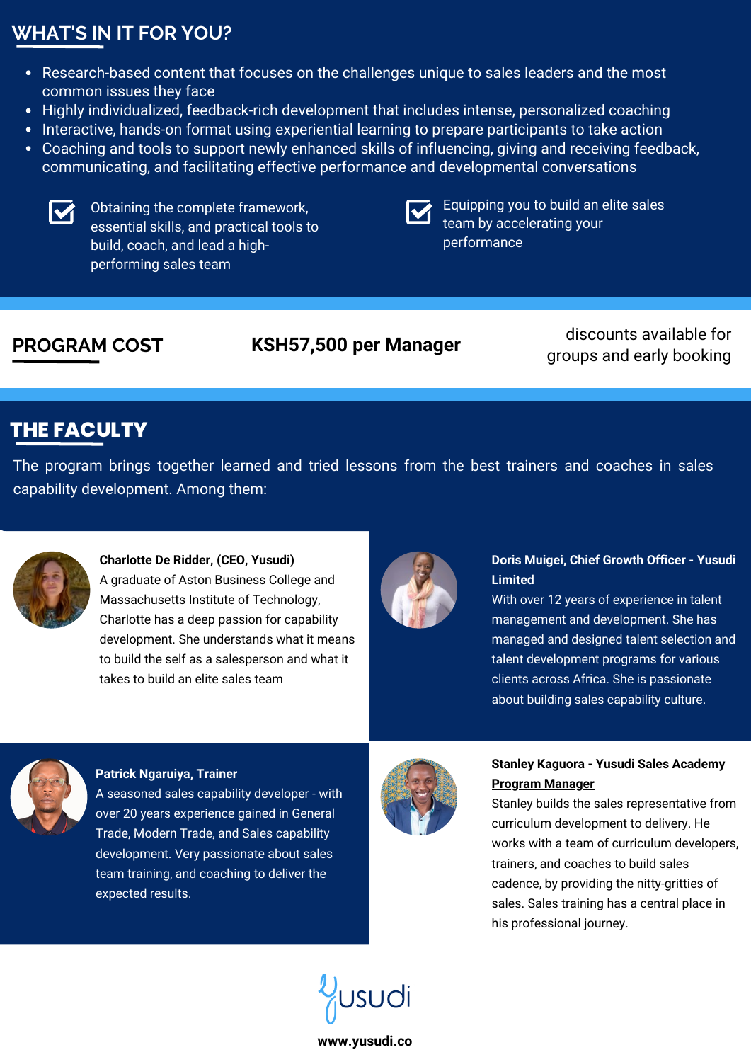## WHAT'S IN IT FOR YOU?

- Research-based content that focuses on the challenges unique to sales leaders and the most common issues they face
- Highly individualized, feedback-rich development that includes intense, personalized coaching
- Interactive, hands-on format using experiential learning to prepare participants to take action
- Coaching and tools to support newly enhanced skills of influencing, giving and receiving feedback, communicating, and facilitating effective performance and developmental conversations

- Obtaining the complete framework, essential skills, and practical tools to build, coach, and lead a high-performing sales team
- Equipping you to build an elite sales team by accelerating your performance

## PROGRAM COST

**KSH57,500 per Manager**

discounts available for groups and early booking

## THE FACULTY

The program brings together learned and tried lessons from the best trainers and coaches in sales capability development. Among them:

**Charlotte De Ridder, (CEO, Yusudi)**
A graduate of Aston Business College and Massachusetts Institute of Technology, Charlotte has a deep passion for capability development. She understands what it means to build the self as a salesperson and what it takes to build an elite sales team

**Doris Muigei, Chief Growth Officer - Yusudi Limited**
With over 12 years of experience in talent management and development. She has managed and designed talent selection and talent development programs for various clients across Africa. She is passionate about building sales capability culture.

**Patrick Ngaruiya, Trainer**
A seasoned sales capability developer - with over 20 years experience gained in General Trade, Modern Trade, and Sales capability development. Very passionate about sales team training, and coaching to deliver the expected results.

**Stanley Kaguora - Yusudi Sales Academy Program Manager**
Stanley builds the sales representative from curriculum development to delivery. He works with a team of curriculum developers, trainers, and coaches to build sales cadence, by providing the nitty-gritties of sales. Sales training has a central place in his professional journey.

yusudi

**www.yusudi.co**